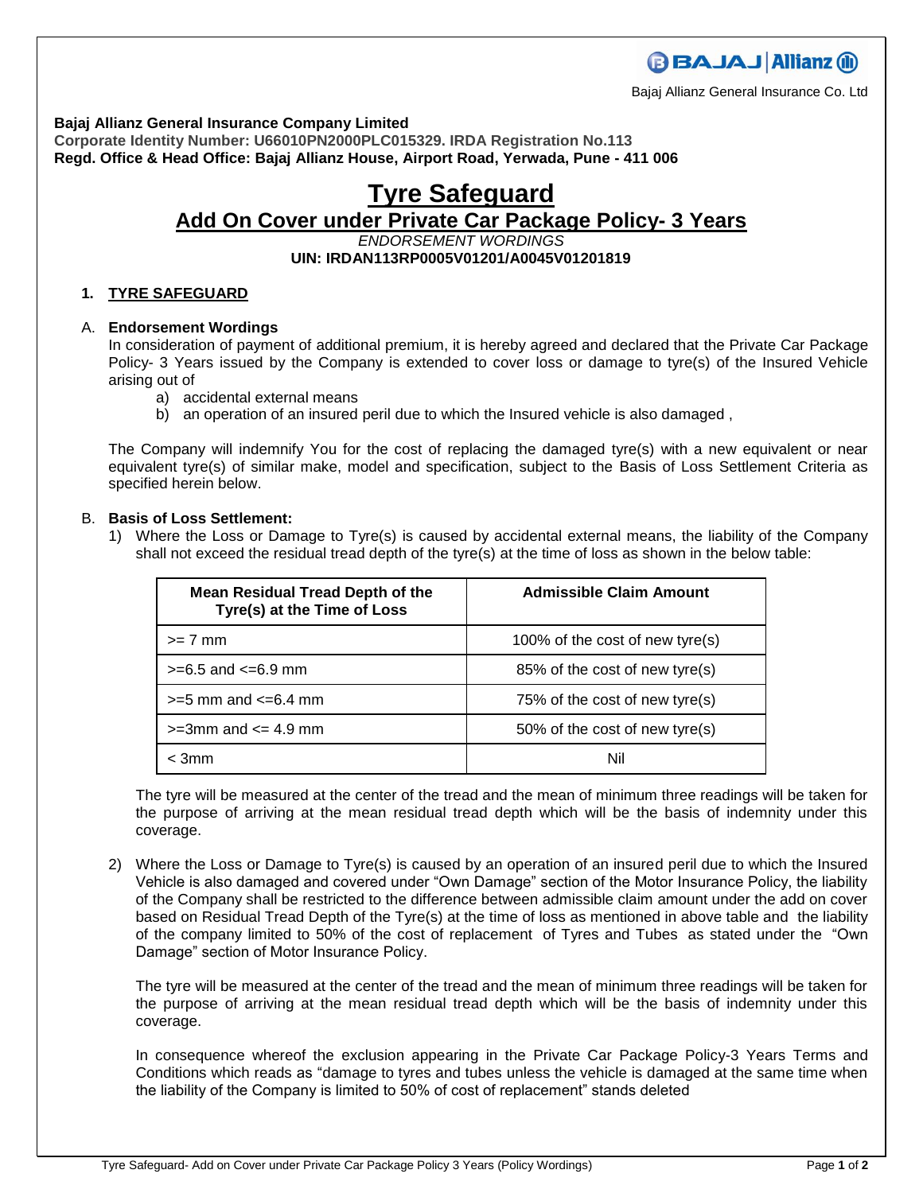Bajaj Allianz General Insurance Co. Ltd

**Bajaj Allianz General Insurance Company Limited**
**Corporate Identity Number: U66010PN2000PLC015329. IRDA Registration No.113**
**Regd. Office & Head Office: Bajaj Allianz House, Airport Road, Yerwada, Pune - 411 006**

# Tyre Safeguard

## Add On Cover under Private Car Package Policy- 3 Years

*ENDORSEMENT WORDINGS*

**UIN: IRDAN113RP0005V01201/A0045V01201819**

### 1. TYRE SAFEGUARD

A. **Endorsement Wordings**

In consideration of payment of additional premium, it is hereby agreed and declared that the Private Car Package Policy- 3 Years issued by the Company is extended to cover loss or damage to tyre(s) of the Insured Vehicle arising out of

a) accidental external means
b) an operation of an insured peril due to which the Insured vehicle is also damaged ,

The Company will indemnify You for the cost of replacing the damaged tyre(s) with a new equivalent or near equivalent tyre(s) of similar make, model and specification, subject to the Basis of Loss Settlement Criteria as specified herein below.

B. **Basis of Loss Settlement:**

1) Where the Loss or Damage to Tyre(s) is caused by accidental external means, the liability of the Company shall not exceed the residual tread depth of the tyre(s) at the time of loss as shown in the below table:

| Mean Residual Tread Depth of the Tyre(s) at the Time of Loss | Admissible Claim Amount |
|---|---|
| >= 7 mm | 100% of the cost of new tyre(s) |
| >=6.5 and <=6.9 mm | 85% of the cost of new tyre(s) |
| >=5 mm and <=6.4 mm | 75% of the cost of new tyre(s) |
| >=3mm and <= 4.9 mm | 50% of the cost of new tyre(s) |
| < 3mm | Nil |

The tyre will be measured at the center of the tread and the mean of minimum three readings will be taken for the purpose of arriving at the mean residual tread depth which will be the basis of indemnity under this coverage.

2) Where the Loss or Damage to Tyre(s) is caused by an operation of an insured peril due to which the Insured Vehicle is also damaged and covered under "Own Damage" section of the Motor Insurance Policy, the liability of the Company shall be restricted to the difference between admissible claim amount under the add on cover based on Residual Tread Depth of the Tyre(s) at the time of loss as mentioned in above table and the liability of the company limited to 50% of the cost of replacement of Tyres and Tubes as stated under the "Own Damage" section of Motor Insurance Policy.

The tyre will be measured at the center of the tread and the mean of minimum three readings will be taken for the purpose of arriving at the mean residual tread depth which will be the basis of indemnity under this coverage.

In consequence whereof the exclusion appearing in the Private Car Package Policy-3 Years Terms and Conditions which reads as "damage to tyres and tubes unless the vehicle is damaged at the same time when the liability of the Company is limited to 50% of cost of replacement" stands deleted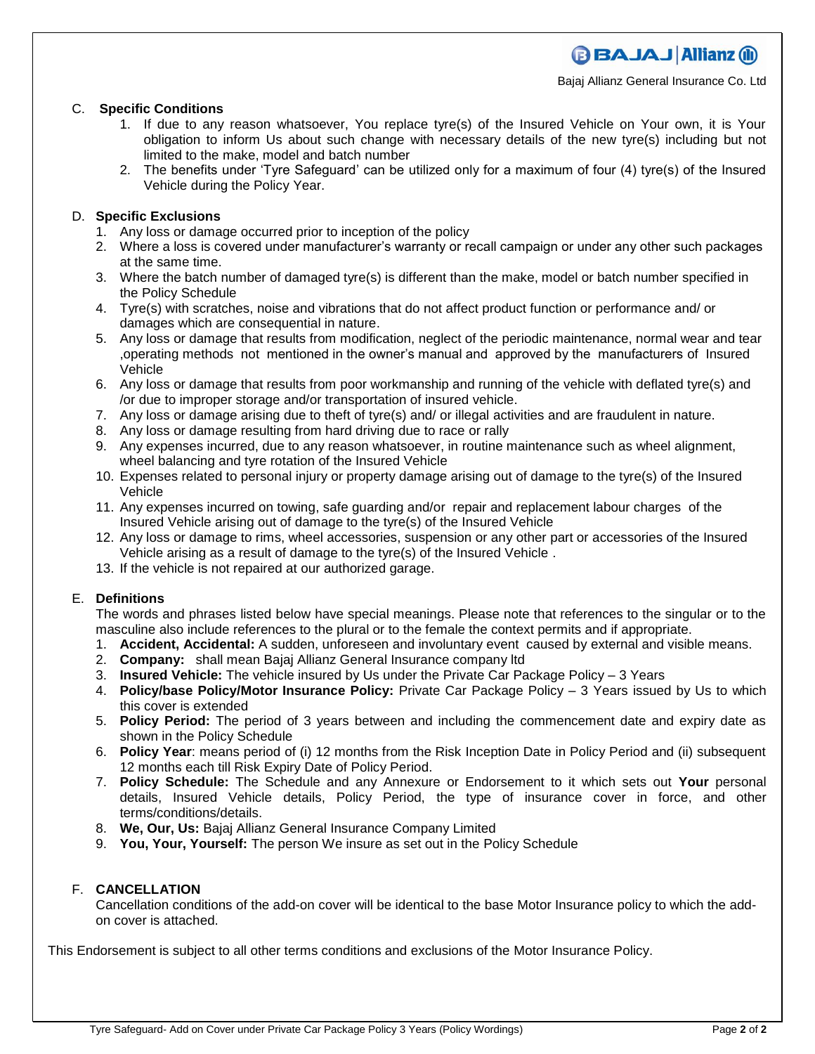## C. Specific Conditions

1. If due to any reason whatsoever, You replace tyre(s) of the Insured Vehicle on Your own, it is Your obligation to inform Us about such change with necessary details of the new tyre(s) including but not limited to the make, model and batch number
2. The benefits under 'Tyre Safeguard' can be utilized only for a maximum of four (4) tyre(s) of the Insured Vehicle during the Policy Year.

## D. Specific Exclusions

1. Any loss or damage occurred prior to inception of the policy
2. Where a loss is covered under manufacturer's warranty or recall campaign or under any other such packages at the same time.
3. Where the batch number of damaged tyre(s) is different than the make, model or batch number specified in the Policy Schedule
4. Tyre(s) with scratches, noise and vibrations that do not affect product function or performance and/ or damages which are consequential in nature.
5. Any loss or damage that results from modification, neglect of the periodic maintenance, normal wear and tear ,operating methods not mentioned in the owner's manual and approved by the manufacturers of Insured Vehicle
6. Any loss or damage that results from poor workmanship and running of the vehicle with deflated tyre(s) and /or due to improper storage and/or transportation of insured vehicle.
7. Any loss or damage arising due to theft of tyre(s) and/ or illegal activities and are fraudulent in nature.
8. Any loss or damage resulting from hard driving due to race or rally
9. Any expenses incurred, due to any reason whatsoever, in routine maintenance such as wheel alignment, wheel balancing and tyre rotation of the Insured Vehicle
10. Expenses related to personal injury or property damage arising out of damage to the tyre(s) of the Insured Vehicle
11. Any expenses incurred on towing, safe guarding and/or repair and replacement labour charges of the Insured Vehicle arising out of damage to the tyre(s) of the Insured Vehicle
12. Any loss or damage to rims, wheel accessories, suspension or any other part or accessories of the Insured Vehicle arising as a result of damage to the tyre(s) of the Insured Vehicle .
13. If the vehicle is not repaired at our authorized garage.

## E. Definitions

The words and phrases listed below have special meanings. Please note that references to the singular or to the masculine also include references to the plural or to the female the context permits and if appropriate.

1. **Accident, Accidental:** A sudden, unforeseen and involuntary event caused by external and visible means.
2. **Company:** shall mean Bajaj Allianz General Insurance company ltd
3. **Insured Vehicle:** The vehicle insured by Us under the Private Car Package Policy – 3 Years
4. **Policy/base Policy/Motor Insurance Policy:** Private Car Package Policy – 3 Years issued by Us to which this cover is extended
5. **Policy Period:** The period of 3 years between and including the commencement date and expiry date as shown in the Policy Schedule
6. **Policy Year**: means period of (i) 12 months from the Risk Inception Date in Policy Period and (ii) subsequent 12 months each till Risk Expiry Date of Policy Period.
7. **Policy Schedule:** The Schedule and any Annexure or Endorsement to it which sets out **Your** personal details, Insured Vehicle details, Policy Period, the type of insurance cover in force, and other terms/conditions/details.
8. **We, Our, Us:** Bajaj Allianz General Insurance Company Limited
9. **You, Your, Yourself:** The person We insure as set out in the Policy Schedule

## F. CANCELLATION

Cancellation conditions of the add-on cover will be identical to the base Motor Insurance policy to which the add-on cover is attached.

This Endorsement is subject to all other terms conditions and exclusions of the Motor Insurance Policy.